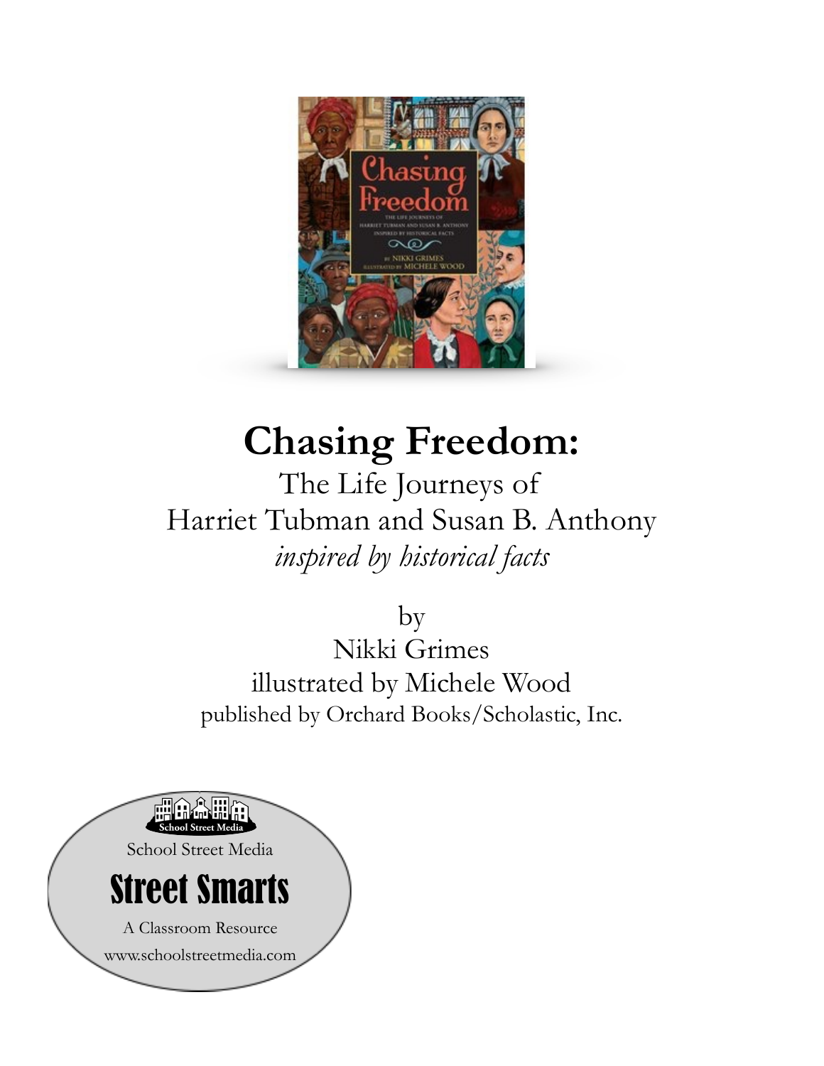# Chasing Freedom:

The Life Journeys of
Harriet Tubman and Susan B. Anthony
*inspired by historical facts*

by
Nikki Grimes
illustrated by Michele Wood
published by Orchard Books/Scholastic, Inc.

School Street Media

**Street Smarts**

A Classroom Resource

www.schoolstreetmedia.com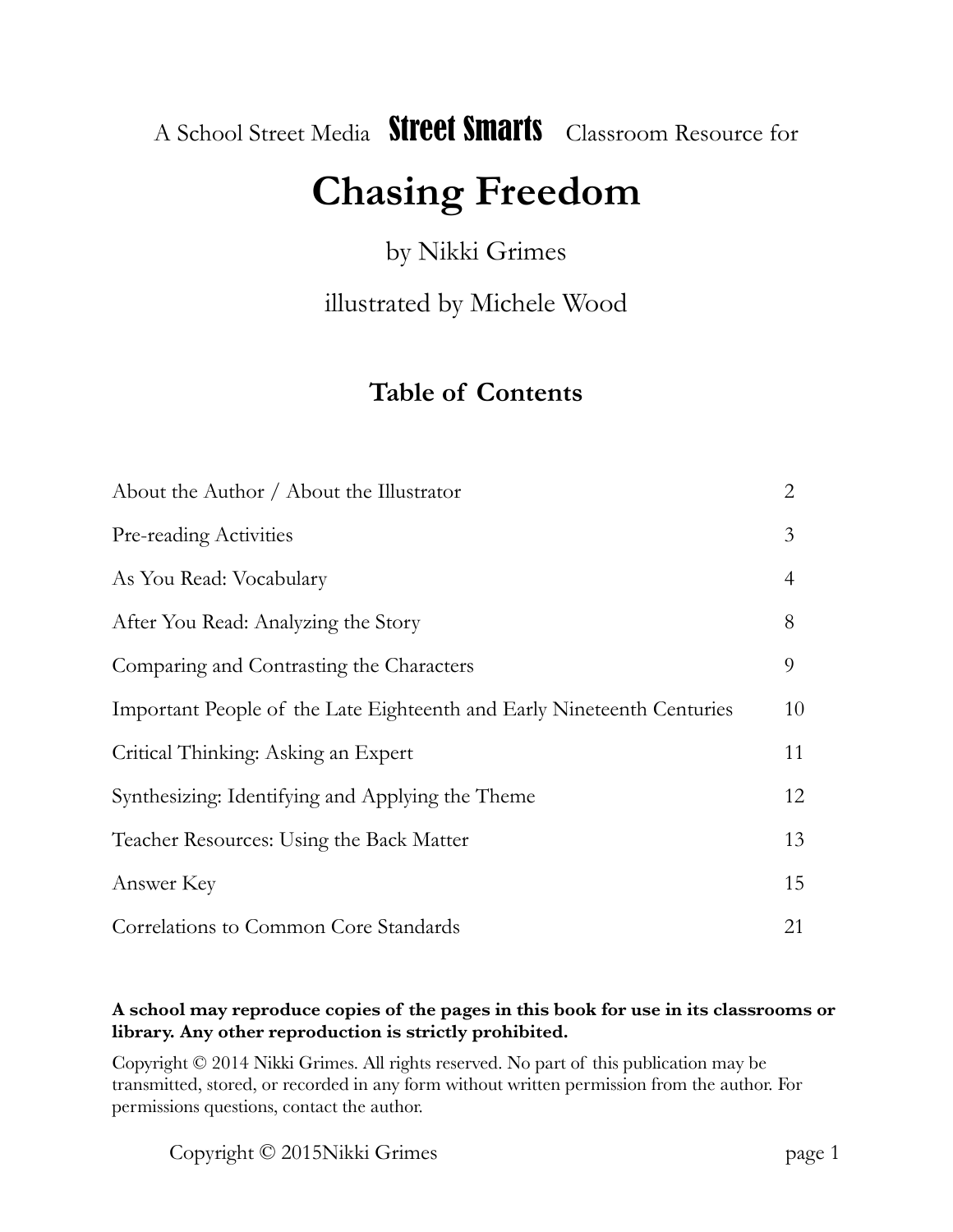A School Street Media **Street Smarts** Classroom Resource for

# Chasing Freedom

by Nikki Grimes

illustrated by Michele Wood

## Table of Contents

| | |
|---|---|
| About the Author / About the Illustrator | 2 |
| Pre-reading Activities | 3 |
| As You Read: Vocabulary | 4 |
| After You Read: Analyzing the Story | 8 |
| Comparing and Contrasting the Characters | 9 |
| Important People of the Late Eighteenth and Early Nineteenth Centuries | 10 |
| Critical Thinking: Asking an Expert | 11 |
| Synthesizing: Identifying and Applying the Theme | 12 |
| Teacher Resources: Using the Back Matter | 13 |
| Answer Key | 15 |
| Correlations to Common Core Standards | 21 |

**A school may reproduce copies of the pages in this book for use in its classrooms or library. Any other reproduction is strictly prohibited.**

Copyright © 2014 Nikki Grimes. All rights reserved. No part of this publication may be transmitted, stored, or recorded in any form without written permission from the author. For permissions questions, contact the author.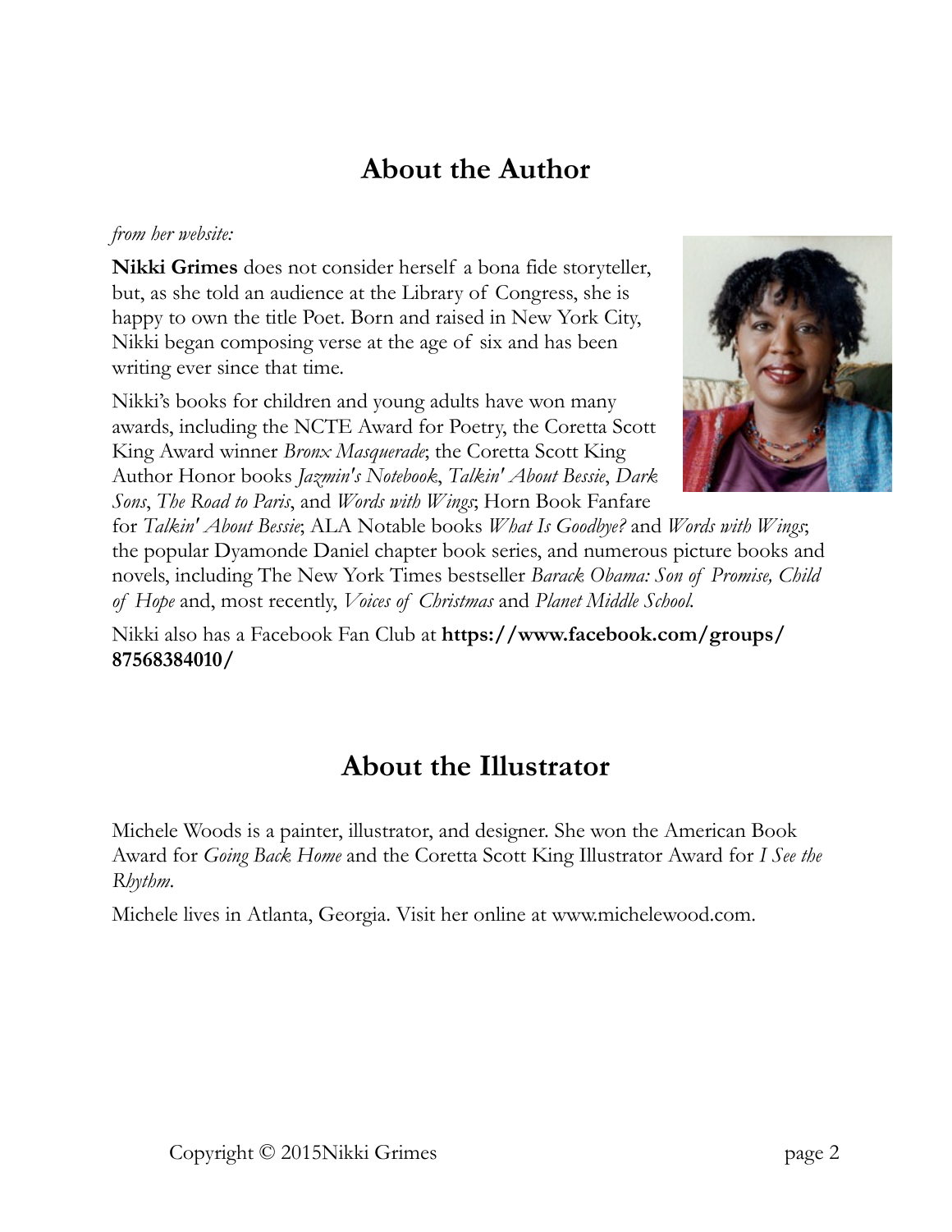## About the Author

*from her website:*

**Nikki Grimes** does not consider herself a bona fide storyteller, but, as she told an audience at the Library of Congress, she is happy to own the title Poet. Born and raised in New York City, Nikki began composing verse at the age of six and has been writing ever since that time.

Nikki's books for children and young adults have won many awards, including the NCTE Award for Poetry, the Coretta Scott King Award winner *Bronx Masquerade*; the Coretta Scott King Author Honor books *Jazmin's Notebook*, *Talkin' About Bessie*, *Dark Sons*, *The Road to Paris*, and *Words with Wings*; Horn Book Fanfare for *Talkin' About Bessie*; ALA Notable books *What Is Goodbye?* and *Words with Wings*; the popular Dyamonde Daniel chapter book series, and numerous picture books and novels, including The New York Times bestseller *Barack Obama: Son of Promise, Child of Hope* and, most recently, *Voices of Christmas* and *Planet Middle School.*

Nikki also has a Facebook Fan Club at **https://www.facebook.com/groups/87568384010/**

## About the Illustrator

Michele Woods is a painter, illustrator, and designer. She won the American Book Award for *Going Back Home* and the Coretta Scott King Illustrator Award for *I See the Rhythm*.

Michele lives in Atlanta, Georgia. Visit her online at www.michelewood.com.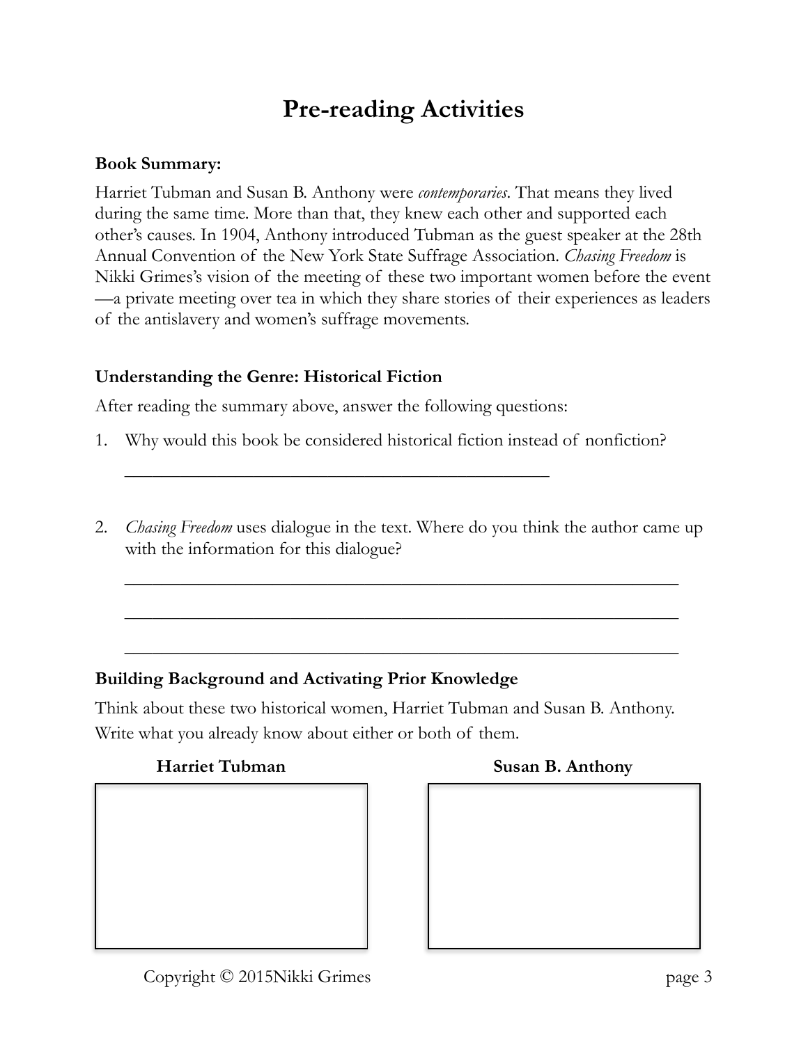# Pre-reading Activities

**Book Summary:**

Harriet Tubman and Susan B. Anthony were *contemporaries*. That means they lived during the same time. More than that, they knew each other and supported each other's causes. In 1904, Anthony introduced Tubman as the guest speaker at the 28th Annual Convention of the New York State Suffrage Association. *Chasing Freedom* is Nikki Grimes's vision of the meeting of these two important women before the event —a private meeting over tea in which they share stories of their experiences as leaders of the antislavery and women's suffrage movements.

**Understanding the Genre: Historical Fiction**

After reading the summary above, answer the following questions:

1. Why would this book be considered historical fiction instead of nonfiction?

   ______________________________________________

2. *Chasing Freedom* uses dialogue in the text. Where do you think the author came up with the information for this dialogue?

   ______________________________________________

   ______________________________________________

   ______________________________________________

**Building Background and Activating Prior Knowledge**

Think about these two historical women, Harriet Tubman and Susan B. Anthony. Write what you already know about either or both of them.

| **Harriet Tubman** | **Susan B. Anthony** |
| --- | --- |
| | |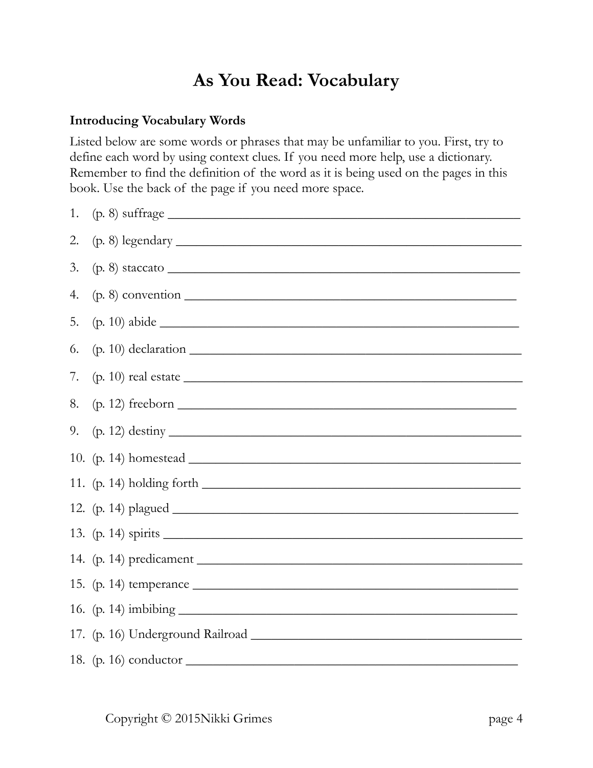# As You Read: Vocabulary

### Introducing Vocabulary Words

Listed below are some words or phrases that may be unfamiliar to you. First, try to define each word by using context clues. If you need more help, use a dictionary. Remember to find the definition of the word as it is being used on the pages in this book. Use the back of the page if you need more space.

1. (p. 8) suffrage ______________________________________________
2. (p. 8) legendary ______________________________________________
3. (p. 8) staccato ______________________________________________
4. (p. 8) convention ______________________________________________
5. (p. 10) abide ______________________________________________
6. (p. 10) declaration ______________________________________________
7. (p. 10) real estate ______________________________________________
8. (p. 12) freeborn ______________________________________________
9. (p. 12) destiny ______________________________________________
10. (p. 14) homestead ______________________________________________
11. (p. 14) holding forth ______________________________________________
12. (p. 14) plagued ______________________________________________
13. (p. 14) spirits ______________________________________________
14. (p. 14) predicament ______________________________________________
15. (p. 14) temperance ______________________________________________
16. (p. 14) imbibing ______________________________________________
17. (p. 16) Underground Railroad ______________________________________________
18. (p. 16) conductor ______________________________________________

Copyright © 2015Nikki Grimes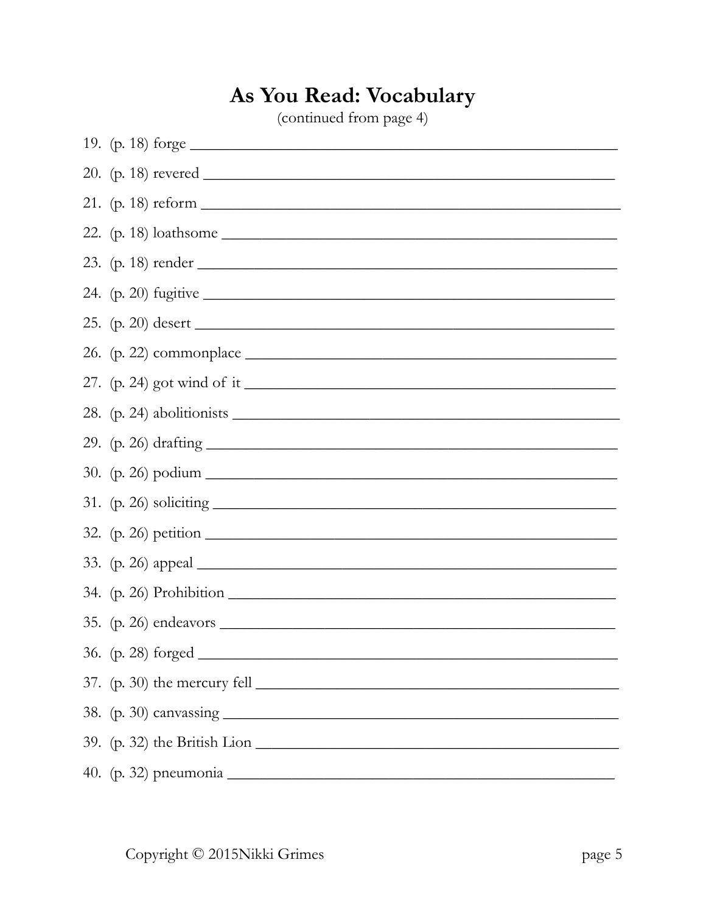# As You Read: Vocabulary

(continued from page 4)

19. (p. 18) forge ____________________________________________
20. (p. 18) revered __________________________________________
21. (p. 18) reform ___________________________________________
22. (p. 18) loathsome ________________________________________
23. (p. 18) render ___________________________________________
24. (p. 20) fugitive __________________________________________
25. (p. 20) desert ___________________________________________
26. (p. 22) commonplace ______________________________________
27. (p. 24) got wind of it ____________________________________
28. (p. 24) abolitionists ______________________________________
29. (p. 26) drafting __________________________________________
30. (p. 26) podium ___________________________________________
31. (p. 26) soliciting _________________________________________
32. (p. 26) petition __________________________________________
33. (p. 26) appeal ___________________________________________
34. (p. 26) Prohibition ________________________________________
35. (p. 26) endeavors _________________________________________
36. (p. 28) forged ___________________________________________
37. (p. 30) the mercury fell ____________________________________
38. (p. 30) canvassing ________________________________________
39. (p. 32) the British Lion _____________________________________
40. (p. 32) pneumonia ________________________________________

Copyright © 2015Nikki Grimes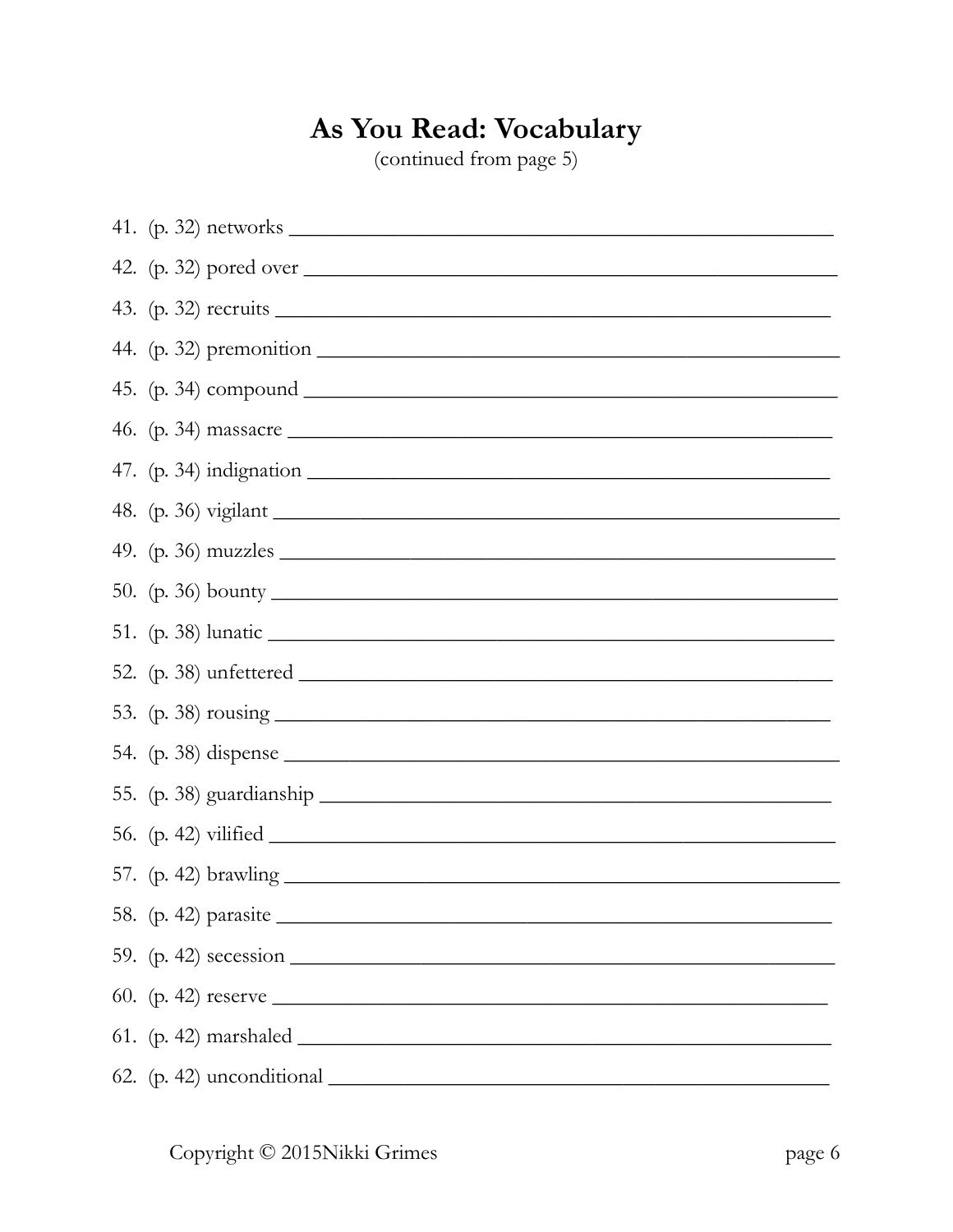# As You Read: Vocabulary

(continued from page 5)

41. (p. 32) networks ___________________________________________
42. (p. 32) pored over _________________________________________
43. (p. 32) recruits ___________________________________________
44. (p. 32) premonition ________________________________________
45. (p. 34) compound ___________________________________________
46. (p. 34) massacre ___________________________________________
47. (p. 34) indignation ________________________________________
48. (p. 36) vigilant ___________________________________________
49. (p. 36) muzzles ____________________________________________
50. (p. 36) bounty _____________________________________________
51. (p. 38) lunatic ____________________________________________
52. (p. 38) unfettered _________________________________________
53. (p. 38) rousing ____________________________________________
54. (p. 38) dispense ___________________________________________
55. (p. 38) guardianship _______________________________________
56. (p. 42) vilified ___________________________________________
57. (p. 42) brawling ___________________________________________
58. (p. 42) parasite ___________________________________________
59. (p. 42) secession __________________________________________
60. (p. 42) reserve ____________________________________________
61. (p. 42) marshaled __________________________________________
62. (p. 42) unconditional ______________________________________

Copyright © 2015Nikki Grimes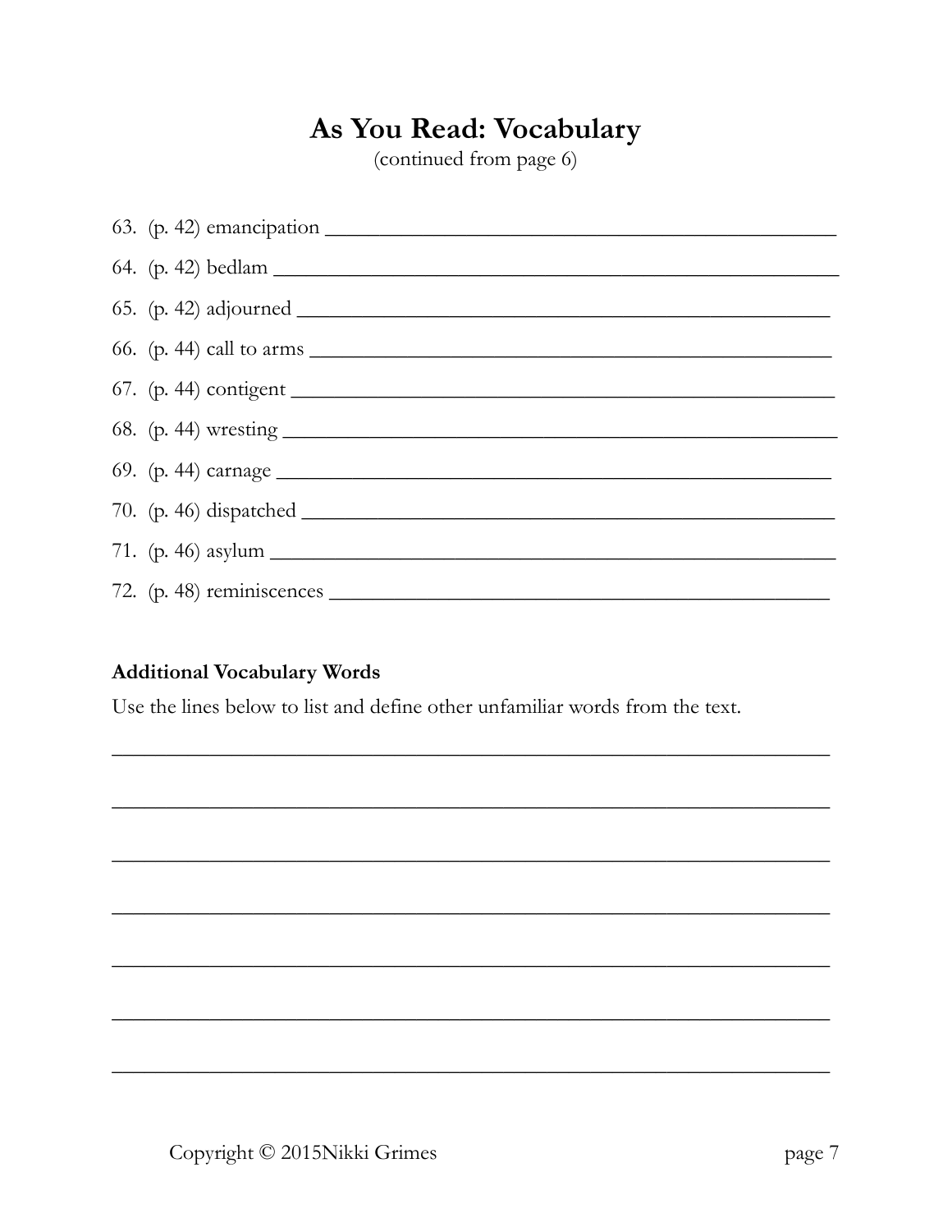# As You Read: Vocabulary

(continued from page 6)

63. (p. 42) emancipation ______________________________________________
64. (p. 42) bedlam ___________________________________________________
65. (p. 42) adjourned ________________________________________________
66. (p. 44) call to arms ______________________________________________
67. (p. 44) contigent _________________________________________________
68. (p. 44) wresting _________________________________________________
69. (p. 44) carnage _________________________________________________
70. (p. 46) dispatched _______________________________________________
71. (p. 46) asylum __________________________________________________
72. (p. 48) reminiscences ____________________________________________

**Additional Vocabulary Words**

Use the lines below to list and define other unfamiliar words from the text.

_______________________________________________________________

_______________________________________________________________

_______________________________________________________________

_______________________________________________________________

_______________________________________________________________

_______________________________________________________________

_______________________________________________________________

Copyright © 2015Nikki Grimes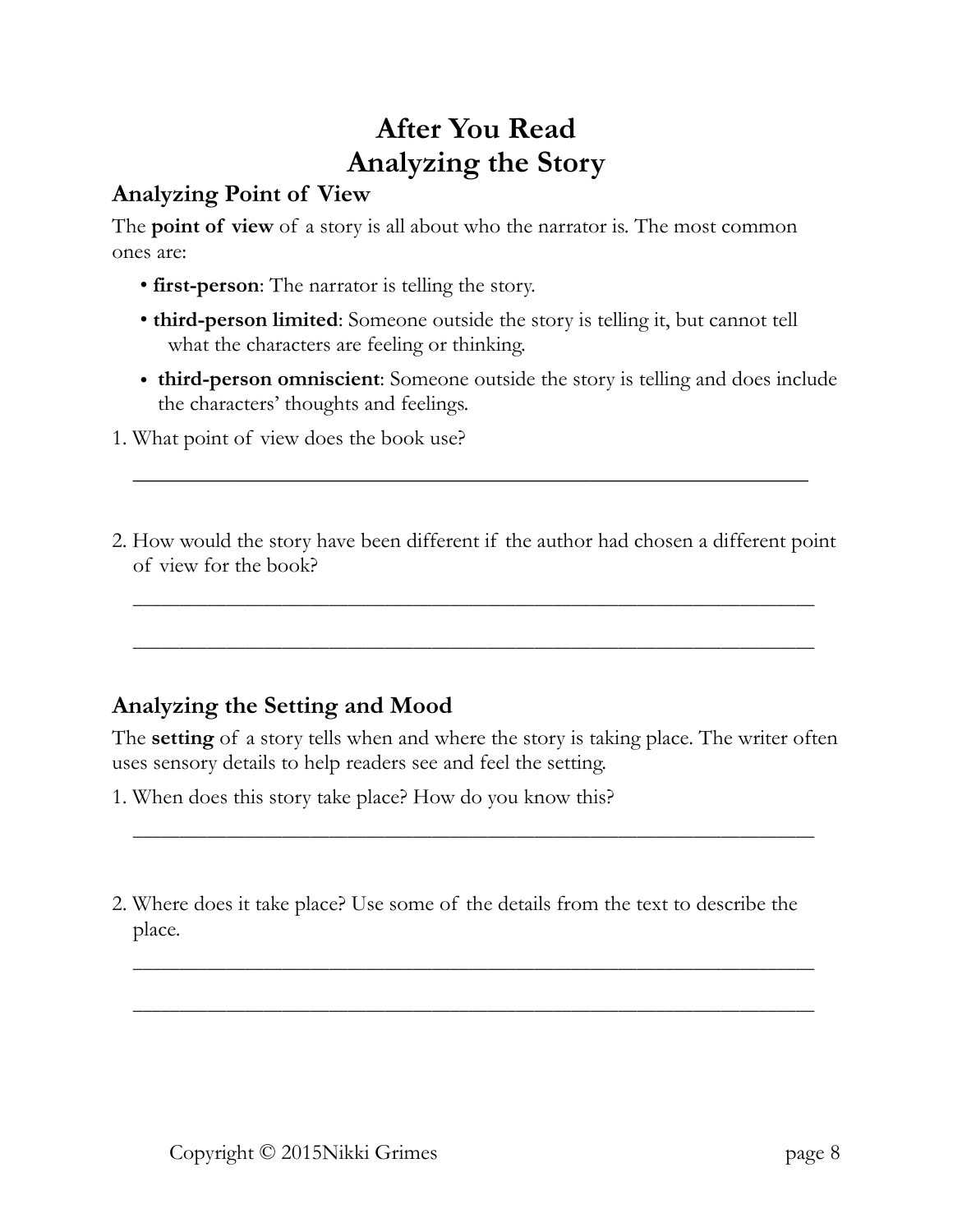# After You Read
# Analyzing the Story

## Analyzing Point of View

The **point of view** of a story is all about who the narrator is. The most common ones are:

- **first-person**: The narrator is telling the story.
- **third-person limited**: Someone outside the story is telling it, but cannot tell what the characters are feeling or thinking.
- **third-person omniscient**: Someone outside the story is telling and does include the characters' thoughts and feelings.

1. What point of view does the book use?

___________________________________________________________________

2. How would the story have been different if the author had chosen a different point of view for the book?

___________________________________________________________________

___________________________________________________________________

## Analyzing the Setting and Mood

The **setting** of a story tells when and where the story is taking place. The writer often uses sensory details to help readers see and feel the setting.

1. When does this story take place? How do you know this?

___________________________________________________________________

2. Where does it take place? Use some of the details from the text to describe the place.

___________________________________________________________________

___________________________________________________________________

Copyright © 2015Nikki Grimes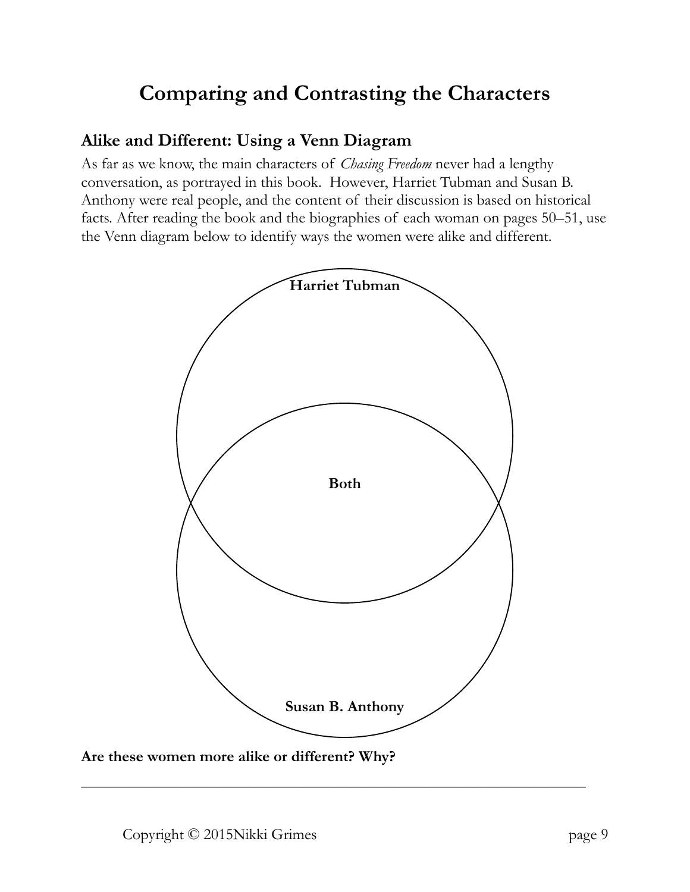# Comparing and Contrasting the Characters

## Alike and Different: Using a Venn Diagram

As far as we know, the main characters of *Chasing Freedom* never had a lengthy conversation, as portrayed in this book. However, Harriet Tubman and Susan B. Anthony were real people, and the content of their discussion is based on historical facts. After reading the book and the biographies of each woman on pages 50–51, use the Venn diagram below to identify ways the women were alike and different.

**Harriet Tubman**

**Both**

**Susan B. Anthony**

**Are these women more alike or different? Why?**

______________________________________________________________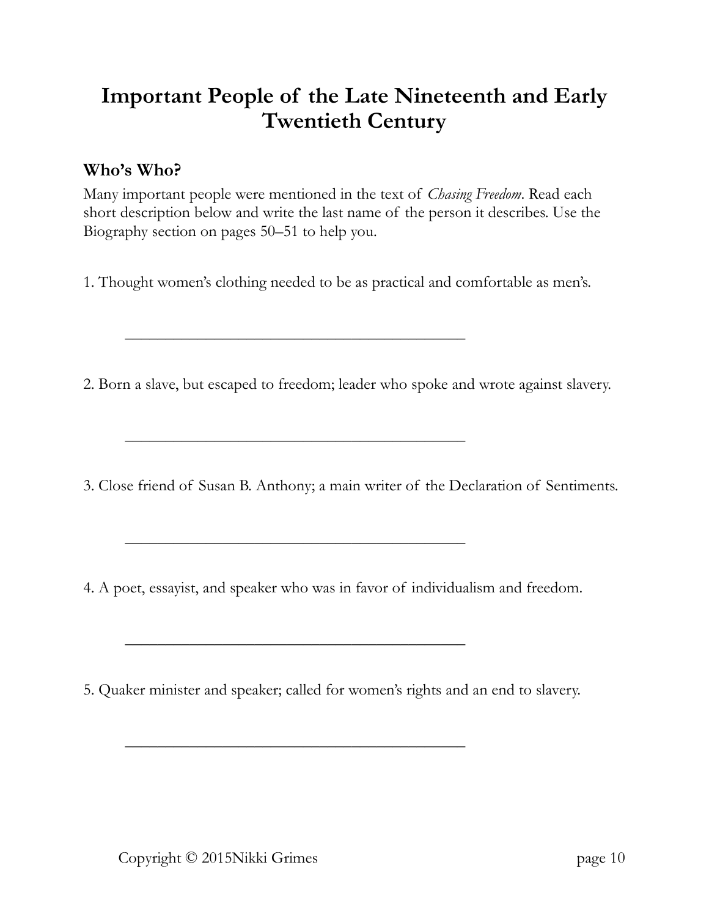# Important People of the Late Nineteenth and Early Twentieth Century

## Who's Who?

Many important people were mentioned in the text of *Chasing Freedom*. Read each short description below and write the last name of the person it describes. Use the Biography section on pages 50–51 to help you.

1. Thought women's clothing needed to be as practical and comfortable as men's.

    ___________________________________________

2. Born a slave, but escaped to freedom; leader who spoke and wrote against slavery.

    ___________________________________________

3. Close friend of Susan B. Anthony; a main writer of the Declaration of Sentiments.

    ___________________________________________

4. A poet, essayist, and speaker who was in favor of individualism and freedom.

    ___________________________________________

5. Quaker minister and speaker; called for women's rights and an end to slavery.

    ___________________________________________

Copyright © 2015Nikki Grimes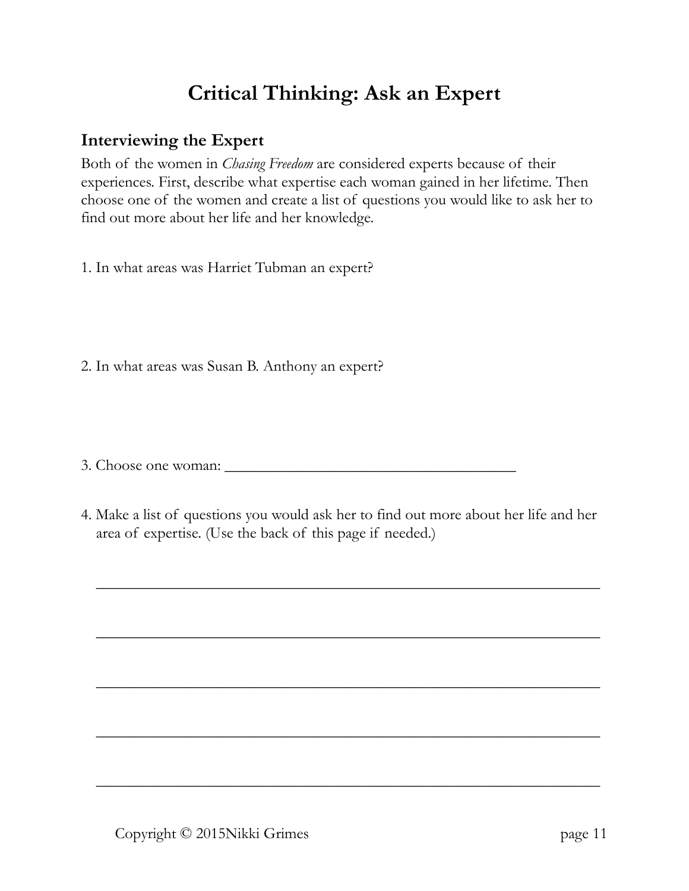# Critical Thinking: Ask an Expert

## Interviewing the Expert

Both of the women in *Chasing Freedom* are considered experts because of their experiences. First, describe what expertise each woman gained in her lifetime. Then choose one of the women and create a list of questions you would like to ask her to find out more about her life and her knowledge.

1. In what areas was Harriet Tubman an expert?

2. In what areas was Susan B. Anthony an expert?

3. Choose one woman: ______________________________________

4. Make a list of questions you would ask her to find out more about her life and her area of expertise. (Use the back of this page if needed.)

   _________________________________________________________________

   _________________________________________________________________

   _________________________________________________________________

   _________________________________________________________________

   _________________________________________________________________

Copyright © 2015Nikki Grimes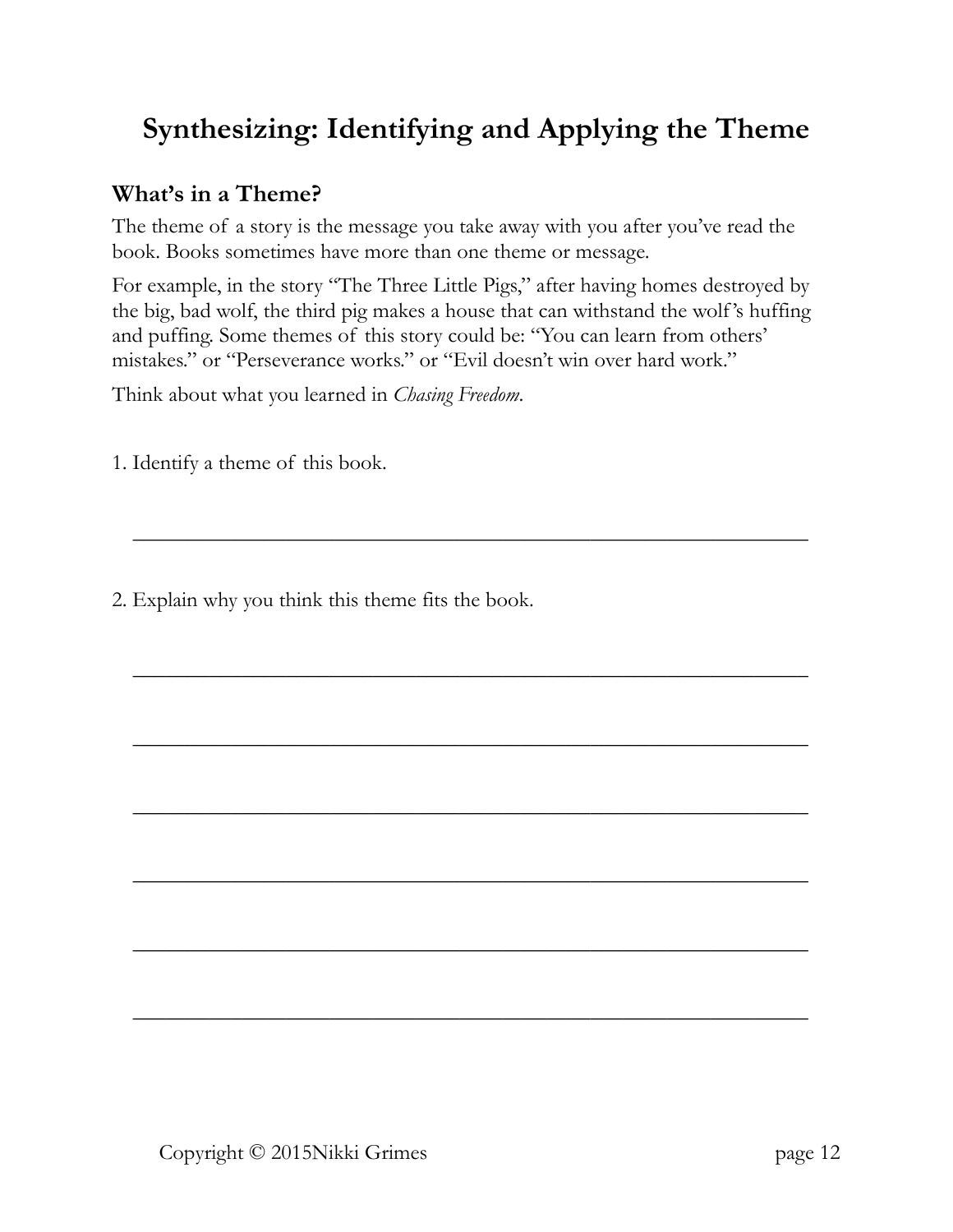# Synthesizing: Identifying and Applying the Theme

## What's in a Theme?

The theme of a story is the message you take away with you after you've read the book. Books sometimes have more than one theme or message.

For example, in the story "The Three Little Pigs," after having homes destroyed by the big, bad wolf, the third pig makes a house that can withstand the wolf's huffing and puffing. Some themes of this story could be: "You can learn from others' mistakes." or "Perseverance works." or "Evil doesn't win over hard work."

Think about what you learned in *Chasing Freedom*.

1. Identify a theme of this book.

_______________________________________________________________

2. Explain why you think this theme fits the book.

_______________________________________________________________

_______________________________________________________________

_______________________________________________________________

_______________________________________________________________

_______________________________________________________________

_______________________________________________________________

Copyright © 2015Nikki Grimes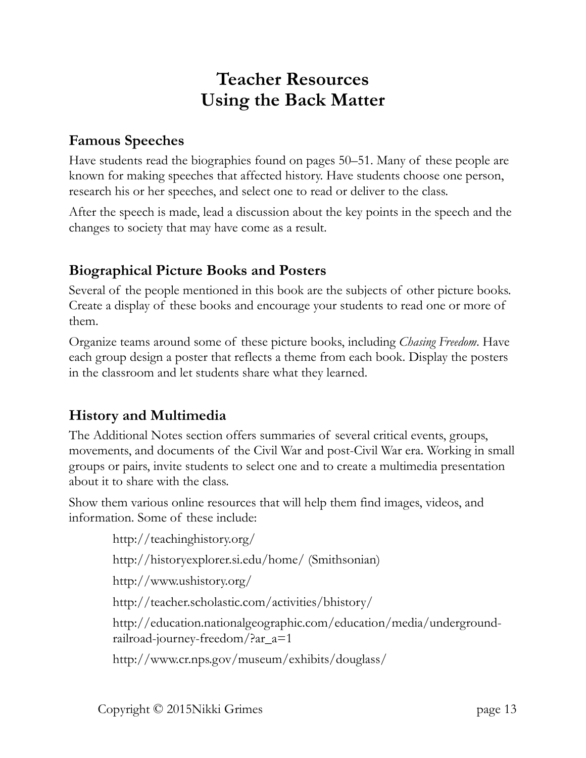# Teacher Resources
# Using the Back Matter

## Famous Speeches

Have students read the biographies found on pages 50–51. Many of these people are known for making speeches that affected history. Have students choose one person, research his or her speeches, and select one to read or deliver to the class.

After the speech is made, lead a discussion about the key points in the speech and the changes to society that may have come as a result.

## Biographical Picture Books and Posters

Several of the people mentioned in this book are the subjects of other picture books. Create a display of these books and encourage your students to read one or more of them.

Organize teams around some of these picture books, including *Chasing Freedom*. Have each group design a poster that reflects a theme from each book. Display the posters in the classroom and let students share what they learned.

## History and Multimedia

The Additional Notes section offers summaries of several critical events, groups, movements, and documents of the Civil War and post-Civil War era. Working in small groups or pairs, invite students to select one and to create a multimedia presentation about it to share with the class.

Show them various online resources that will help them find images, videos, and information. Some of these include:

http://teachinghistory.org/

http://historyexplorer.si.edu/home/ (Smithsonian)

http://www.ushistory.org/

http://teacher.scholastic.com/activities/bhistory/

http://education.nationalgeographic.com/education/media/underground-railroad-journey-freedom/?ar_a=1

http://www.cr.nps.gov/museum/exhibits/douglass/

Copyright © 2015Nikki Grimes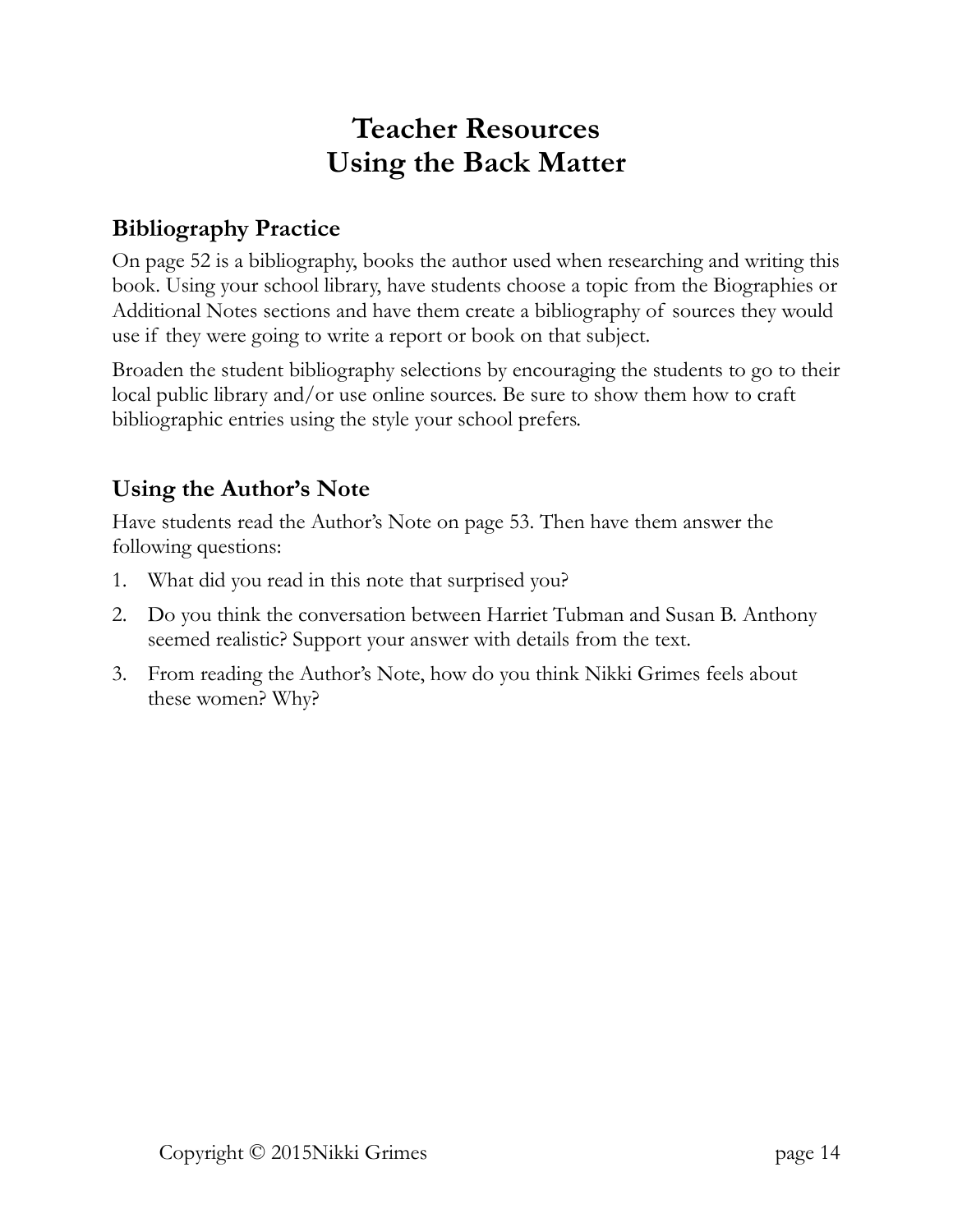# Teacher Resources
# Using the Back Matter

## Bibliography Practice

On page 52 is a bibliography, books the author used when researching and writing this book. Using your school library, have students choose a topic from the Biographies or Additional Notes sections and have them create a bibliography of sources they would use if they were going to write a report or book on that subject.

Broaden the student bibliography selections by encouraging the students to go to their local public library and/or use online sources. Be sure to show them how to craft bibliographic entries using the style your school prefers.

## Using the Author's Note

Have students read the Author's Note on page 53. Then have them answer the following questions:

1. What did you read in this note that surprised you?
2. Do you think the conversation between Harriet Tubman and Susan B. Anthony seemed realistic? Support your answer with details from the text.
3. From reading the Author's Note, how do you think Nikki Grimes feels about these women? Why?

Copyright © 2015Nikki Grimes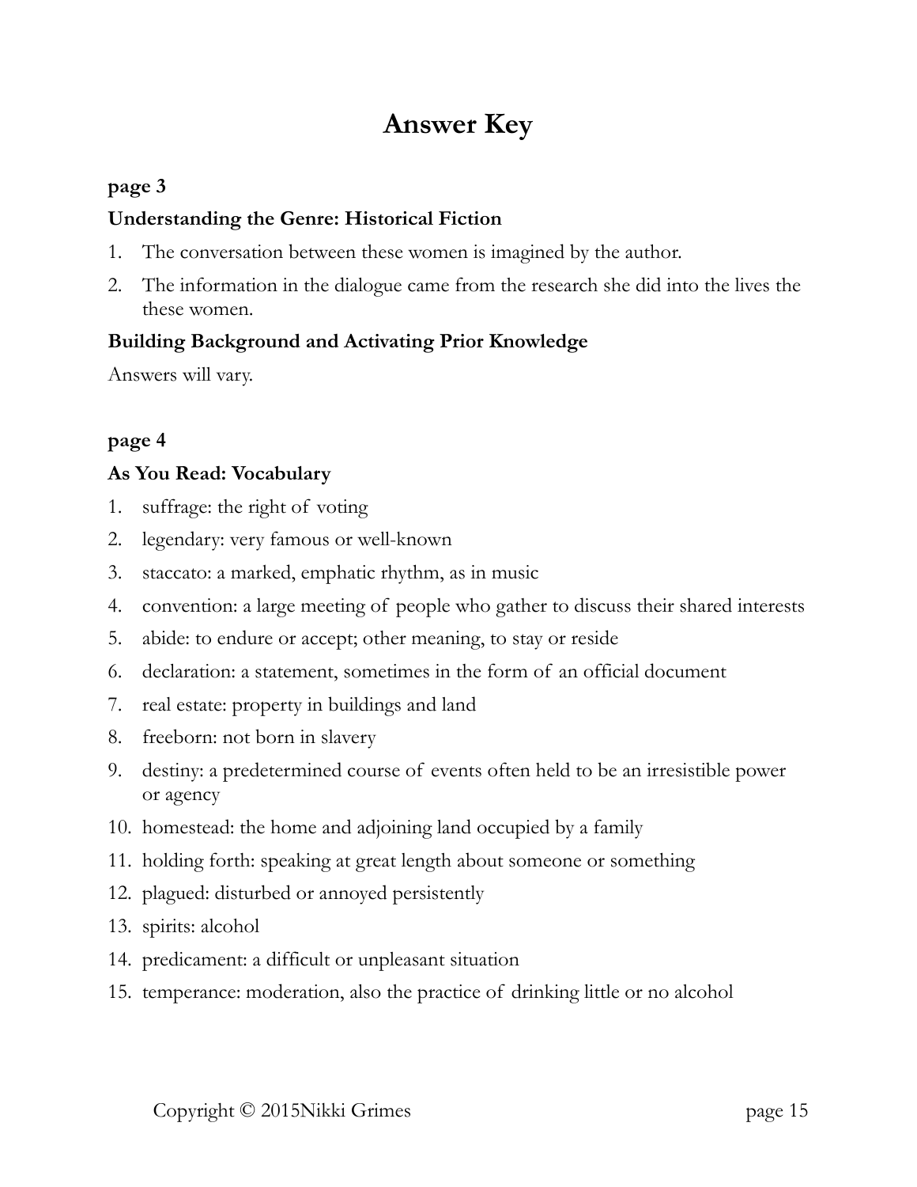# Answer Key

**page 3**

**Understanding the Genre: Historical Fiction**

1. The conversation between these women is imagined by the author.
2. The information in the dialogue came from the research she did into the lives the these women.

**Building Background and Activating Prior Knowledge**

Answers will vary.

**page 4**

**As You Read: Vocabulary**

1. suffrage: the right of voting
2. legendary: very famous or well-known
3. staccato: a marked, emphatic rhythm, as in music
4. convention: a large meeting of people who gather to discuss their shared interests
5. abide: to endure or accept; other meaning, to stay or reside
6. declaration: a statement, sometimes in the form of an official document
7. real estate: property in buildings and land
8. freeborn: not born in slavery
9. destiny: a predetermined course of events often held to be an irresistible power or agency
10. homestead: the home and adjoining land occupied by a family
11. holding forth: speaking at great length about someone or something
12. plagued: disturbed or annoyed persistently
13. spirits: alcohol
14. predicament: a difficult or unpleasant situation
15. temperance: moderation, also the practice of drinking little or no alcohol

Copyright © 2015Nikki Grimes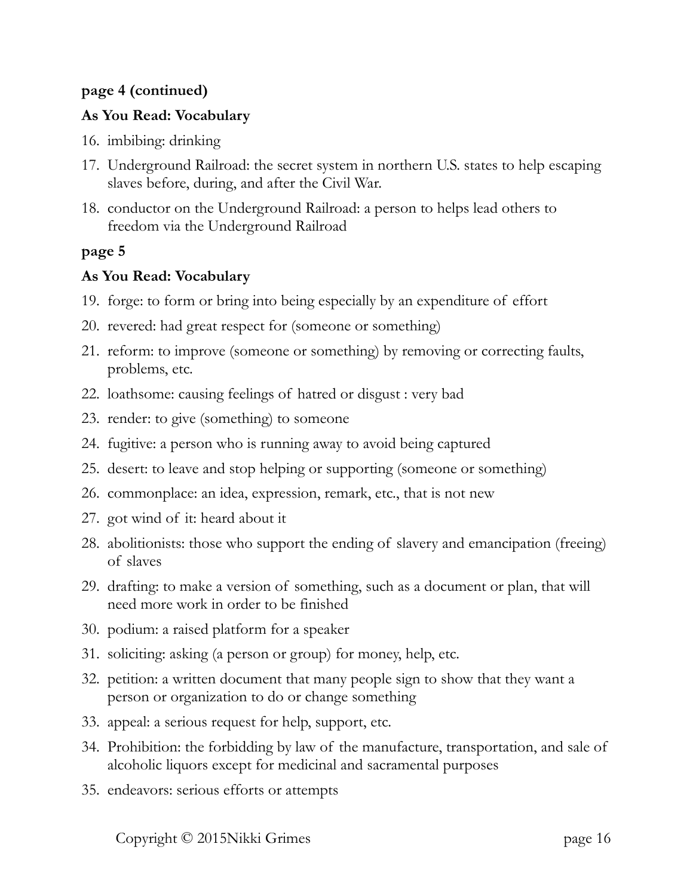**page 4 (continued)**

**As You Read: Vocabulary**

16. imbibing: drinking
17. Underground Railroad: the secret system in northern U.S. states to help escaping slaves before, during, and after the Civil War.
18. conductor on the Underground Railroad: a person to helps lead others to freedom via the Underground Railroad

**page 5**

**As You Read: Vocabulary**

19. forge: to form or bring into being especially by an expenditure of effort
20. revered: had great respect for (someone or something)
21. reform: to improve (someone or something) by removing or correcting faults, problems, etc.
22. loathsome: causing feelings of hatred or disgust : very bad
23. render: to give (something) to someone
24. fugitive: a person who is running away to avoid being captured
25. desert: to leave and stop helping or supporting (someone or something)
26. commonplace: an idea, expression, remark, etc., that is not new
27. got wind of it: heard about it
28. abolitionists: those who support the ending of slavery and emancipation (freeing) of slaves
29. drafting: to make a version of something, such as a document or plan, that will need more work in order to be finished
30. podium: a raised platform for a speaker
31. soliciting: asking (a person or group) for money, help, etc.
32. petition: a written document that many people sign to show that they want a person or organization to do or change something
33. appeal: a serious request for help, support, etc.
34. Prohibition: the forbidding by law of the manufacture, transportation, and sale of alcoholic liquors except for medicinal and sacramental purposes
35. endeavors: serious efforts or attempts

Copyright © 2015Nikki Grimes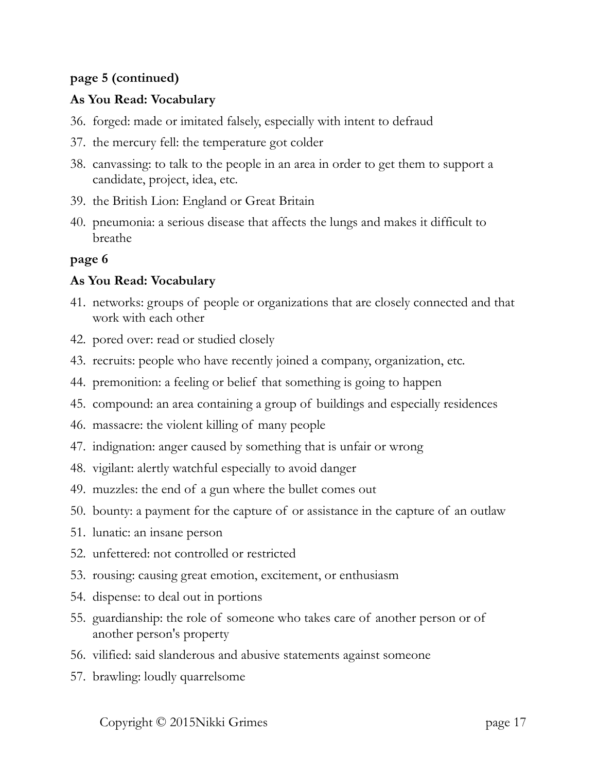**page 5 (continued)**

**As You Read: Vocabulary**

36. forged: made or imitated falsely, especially with intent to defraud
37. the mercury fell: the temperature got colder
38. canvassing: to talk to the people in an area in order to get them to support a candidate, project, idea, etc.
39. the British Lion: England or Great Britain
40. pneumonia: a serious disease that affects the lungs and makes it difficult to breathe

**page 6**

**As You Read: Vocabulary**

41. networks: groups of people or organizations that are closely connected and that work with each other
42. pored over: read or studied closely
43. recruits: people who have recently joined a company, organization, etc.
44. premonition: a feeling or belief that something is going to happen
45. compound: an area containing a group of buildings and especially residences
46. massacre: the violent killing of many people
47. indignation: anger caused by something that is unfair or wrong
48. vigilant: alertly watchful especially to avoid danger
49. muzzles: the end of a gun where the bullet comes out
50. bounty: a payment for the capture of or assistance in the capture of an outlaw
51. lunatic: an insane person
52. unfettered: not controlled or restricted
53. rousing: causing great emotion, excitement, or enthusiasm
54. dispense: to deal out in portions
55. guardianship: the role of someone who takes care of another person or of another person's property
56. vilified: said slanderous and abusive statements against someone
57. brawling: loudly quarrelsome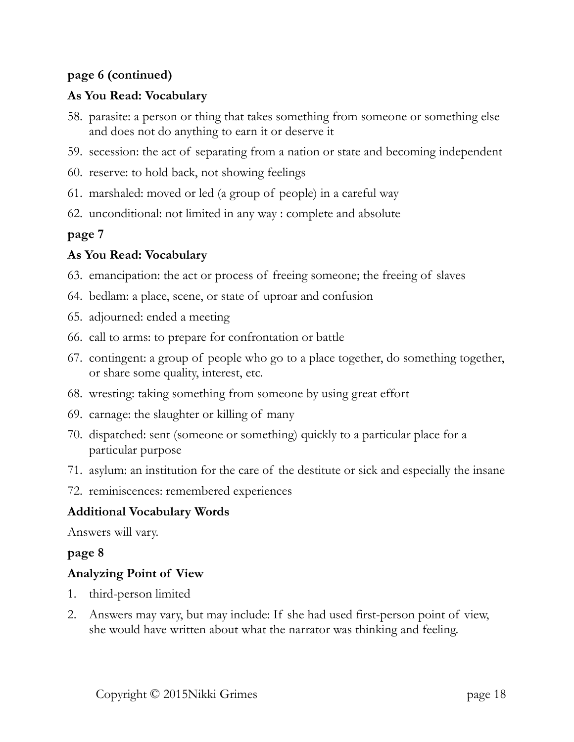**page 6 (continued)**

**As You Read: Vocabulary**

58. parasite: a person or thing that takes something from someone or something else and does not do anything to earn it or deserve it
59. secession: the act of separating from a nation or state and becoming independent
60. reserve: to hold back, not showing feelings
61. marshaled: moved or led (a group of people) in a careful way
62. unconditional: not limited in any way : complete and absolute

**page 7**

**As You Read: Vocabulary**

63. emancipation: the act or process of freeing someone; the freeing of slaves
64. bedlam: a place, scene, or state of uproar and confusion
65. adjourned: ended a meeting
66. call to arms: to prepare for confrontation or battle
67. contingent: a group of people who go to a place together, do something together, or share some quality, interest, etc.
68. wresting: taking something from someone by using great effort
69. carnage: the slaughter or killing of many
70. dispatched: sent (someone or something) quickly to a particular place for a particular purpose
71. asylum: an institution for the care of the destitute or sick and especially the insane
72. reminiscences: remembered experiences

**Additional Vocabulary Words**

Answers will vary.

**page 8**

**Analyzing Point of View**

1. third-person limited
2. Answers may vary, but may include: If she had used first-person point of view, she would have written about what the narrator was thinking and feeling.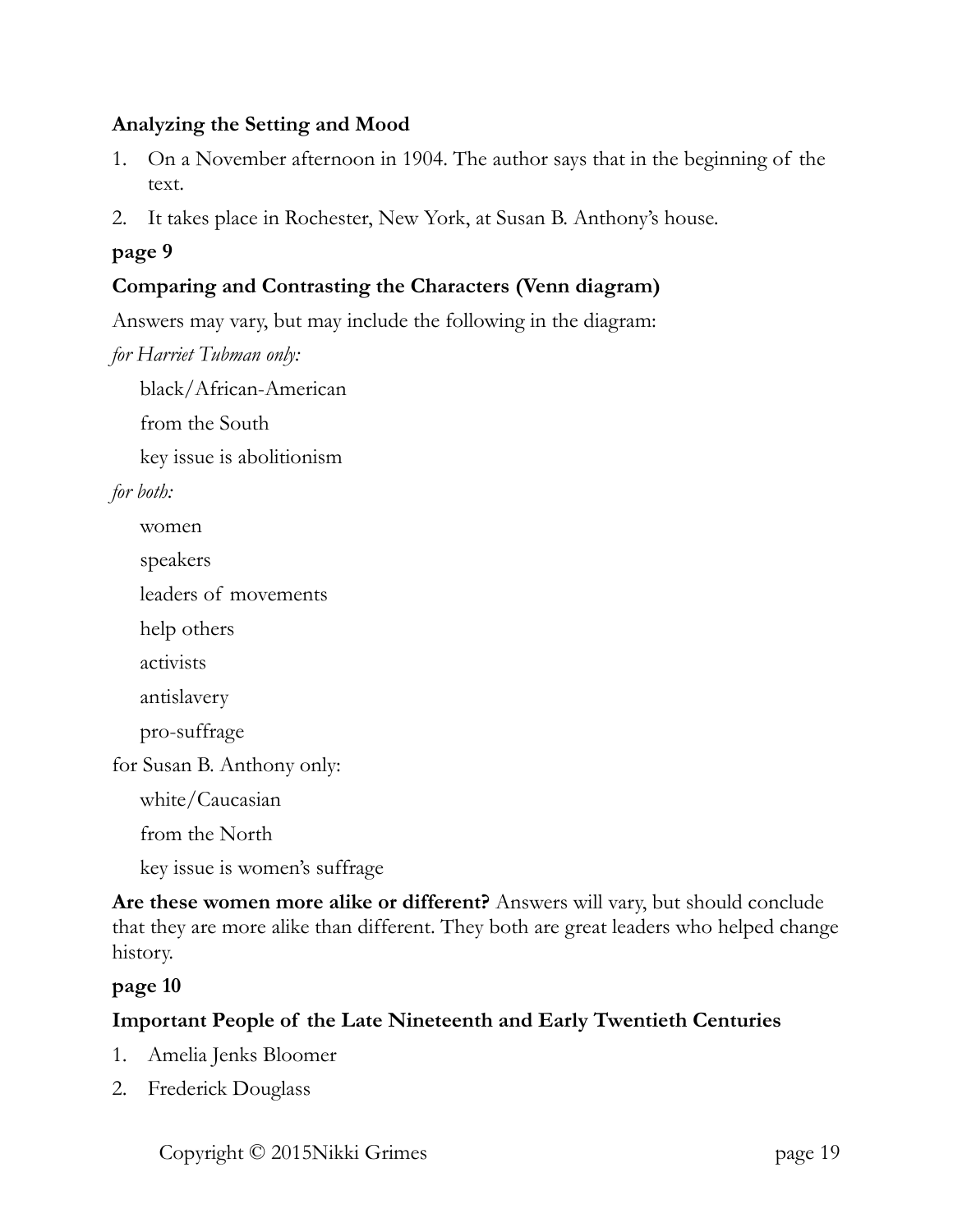**Analyzing the Setting and Mood**

1. On a November afternoon in 1904. The author says that in the beginning of the text.
2. It takes place in Rochester, New York, at Susan B. Anthony's house.

**page 9**

**Comparing and Contrasting the Characters (Venn diagram)**

Answers may vary, but may include the following in the diagram:

*for Harriet Tubman only:*

black/African-American

from the South

key issue is abolitionism

*for both:*

women

speakers

leaders of movements

help others

activists

antislavery

pro-suffrage

for Susan B. Anthony only:

white/Caucasian

from the North

key issue is women's suffrage

**Are these women more alike or different?** Answers will vary, but should conclude that they are more alike than different. They both are great leaders who helped change history.

**page 10**

**Important People of the Late Nineteenth and Early Twentieth Centuries**

1. Amelia Jenks Bloomer
2. Frederick Douglass

Copyright © 2015Nikki Grimes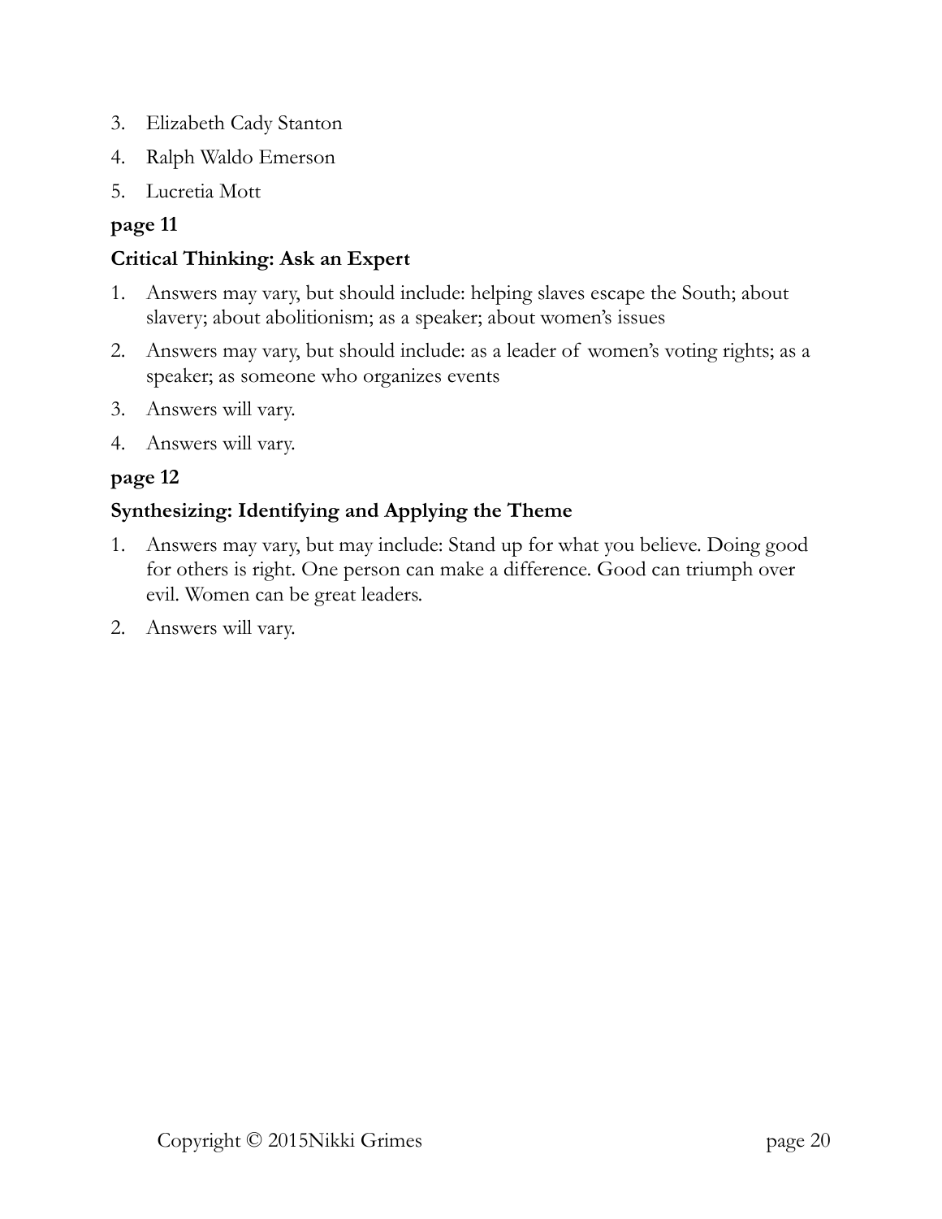3. Elizabeth Cady Stanton
4. Ralph Waldo Emerson
5. Lucretia Mott

**page 11**

**Critical Thinking: Ask an Expert**

1. Answers may vary, but should include: helping slaves escape the South; about slavery; about abolitionism; as a speaker; about women's issues
2. Answers may vary, but should include: as a leader of women's voting rights; as a speaker; as someone who organizes events
3. Answers will vary.
4. Answers will vary.

**page 12**

**Synthesizing: Identifying and Applying the Theme**

1. Answers may vary, but may include: Stand up for what you believe. Doing good for others is right. One person can make a difference. Good can triumph over evil. Women can be great leaders.
2. Answers will vary.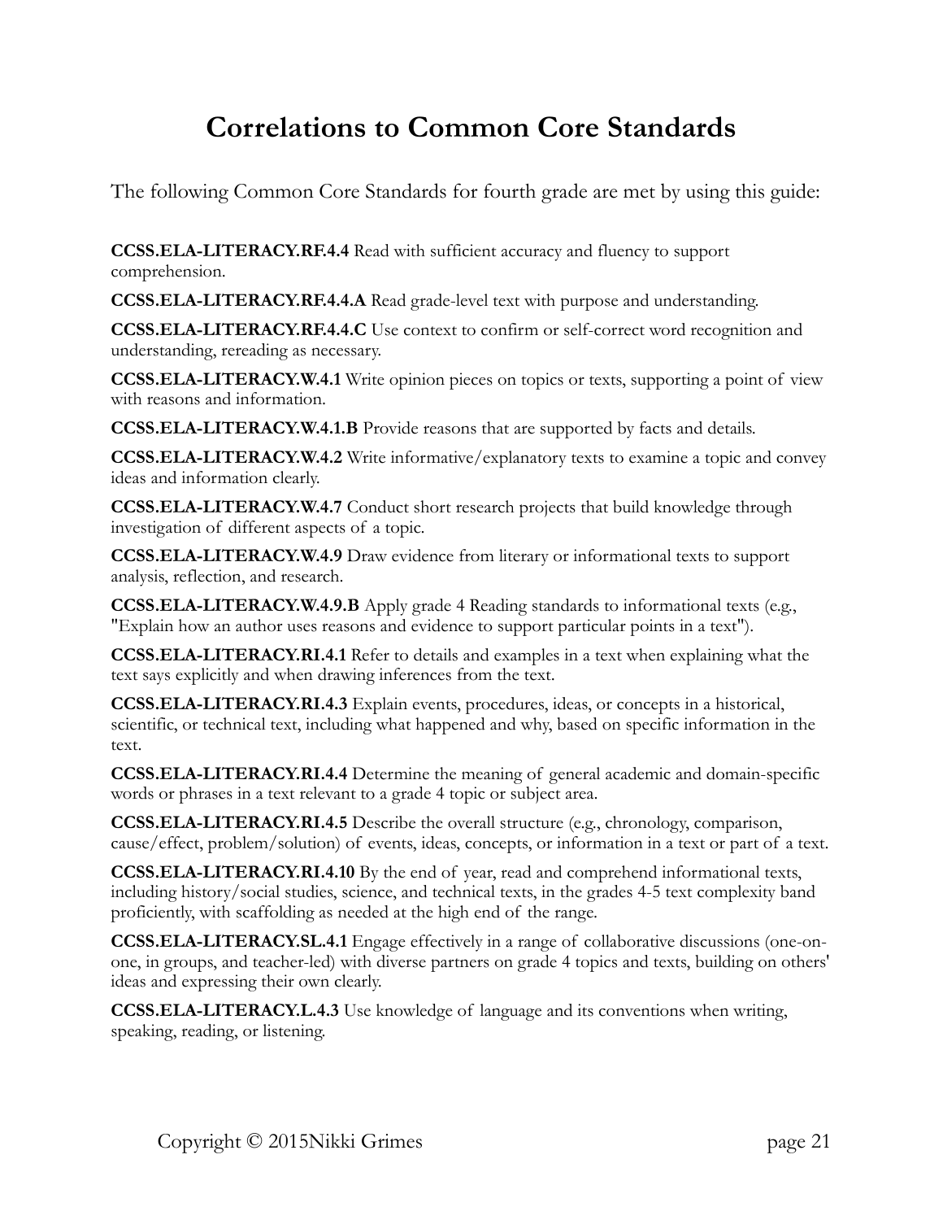# Correlations to Common Core Standards

The following Common Core Standards for fourth grade are met by using this guide:

**CCSS.ELA-LITERACY.RF.4.4** Read with sufficient accuracy and fluency to support comprehension.

**CCSS.ELA-LITERACY.RF.4.4.A** Read grade-level text with purpose and understanding.

**CCSS.ELA-LITERACY.RF.4.4.C** Use context to confirm or self-correct word recognition and understanding, rereading as necessary.

**CCSS.ELA-LITERACY.W.4.1** Write opinion pieces on topics or texts, supporting a point of view with reasons and information.

**CCSS.ELA-LITERACY.W.4.1.B** Provide reasons that are supported by facts and details.

**CCSS.ELA-LITERACY.W.4.2** Write informative/explanatory texts to examine a topic and convey ideas and information clearly.

**CCSS.ELA-LITERACY.W.4.7** Conduct short research projects that build knowledge through investigation of different aspects of a topic.

**CCSS.ELA-LITERACY.W.4.9** Draw evidence from literary or informational texts to support analysis, reflection, and research.

**CCSS.ELA-LITERACY.W.4.9.B** Apply grade 4 Reading standards to informational texts (e.g., "Explain how an author uses reasons and evidence to support particular points in a text").

**CCSS.ELA-LITERACY.RI.4.1** Refer to details and examples in a text when explaining what the text says explicitly and when drawing inferences from the text.

**CCSS.ELA-LITERACY.RI.4.3** Explain events, procedures, ideas, or concepts in a historical, scientific, or technical text, including what happened and why, based on specific information in the text.

**CCSS.ELA-LITERACY.RI.4.4** Determine the meaning of general academic and domain-specific words or phrases in a text relevant to a grade 4 topic or subject area.

**CCSS.ELA-LITERACY.RI.4.5** Describe the overall structure (e.g., chronology, comparison, cause/effect, problem/solution) of events, ideas, concepts, or information in a text or part of a text.

**CCSS.ELA-LITERACY.RI.4.10** By the end of year, read and comprehend informational texts, including history/social studies, science, and technical texts, in the grades 4-5 text complexity band proficiently, with scaffolding as needed at the high end of the range.

**CCSS.ELA-LITERACY.SL.4.1** Engage effectively in a range of collaborative discussions (one-on-one, in groups, and teacher-led) with diverse partners on grade 4 topics and texts, building on others' ideas and expressing their own clearly.

**CCSS.ELA-LITERACY.L.4.3** Use knowledge of language and its conventions when writing, speaking, reading, or listening.

Copyright © 2015Nikki Grimes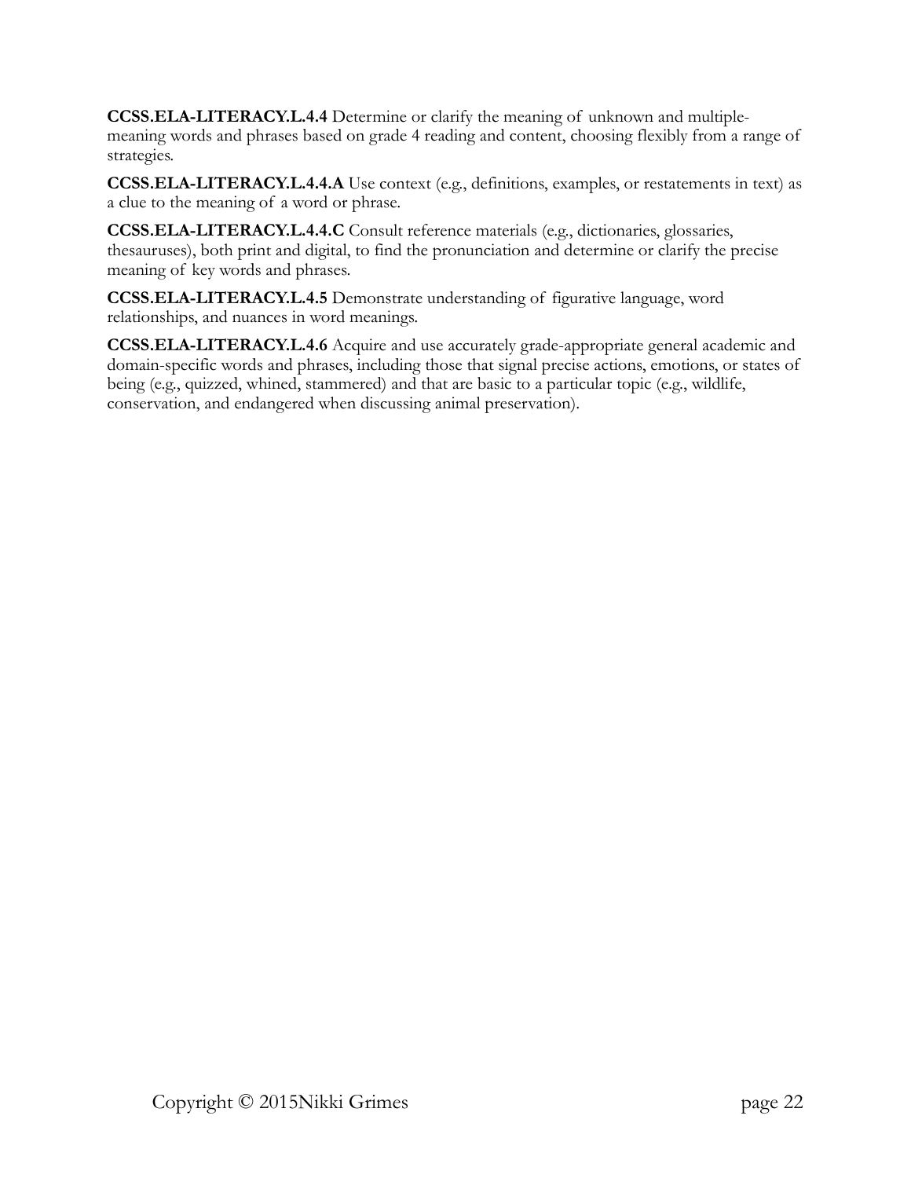**CCSS.ELA-LITERACY.L.4.4** Determine or clarify the meaning of unknown and multiple-meaning words and phrases based on grade 4 reading and content, choosing flexibly from a range of strategies.

**CCSS.ELA-LITERACY.L.4.4.A** Use context (e.g., definitions, examples, or restatements in text) as a clue to the meaning of a word or phrase.

**CCSS.ELA-LITERACY.L.4.4.C** Consult reference materials (e.g., dictionaries, glossaries, thesauruses), both print and digital, to find the pronunciation and determine or clarify the precise meaning of key words and phrases.

**CCSS.ELA-LITERACY.L.4.5** Demonstrate understanding of figurative language, word relationships, and nuances in word meanings.

**CCSS.ELA-LITERACY.L.4.6** Acquire and use accurately grade-appropriate general academic and domain-specific words and phrases, including those that signal precise actions, emotions, or states of being (e.g., quizzed, whined, stammered) and that are basic to a particular topic (e.g., wildlife, conservation, and endangered when discussing animal preservation).

Copyright © 2015Nikki Grimes